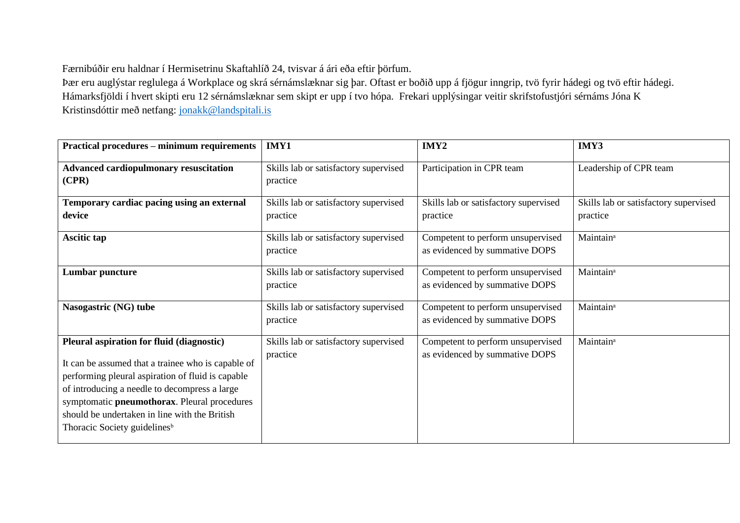Færnibúðir eru haldnar í Hermisetrinu Skaftahlíð 24, tvisvar á ári eða eftir þörfum.
Þær eru auglýstar reglulega á Workplace og skrá sérnámslæknar sig þar. Oftast er boðið upp á fjögur inngrip, tvö fyrir hádegi og tvö eftir hádegi. Hámarksfjöldi í hvert skipti eru 12 sérnámslæknar sem skipt er upp í tvo hópa. Frekari upplýsingar veitir skrifstofustjóri sérnáms Jóna K Kristinsdóttir með netfang: jonakk@landspitali.is

| **Practical procedures – minimum requirements** | **IMY1** | **IMY2** | **IMY3** |
|---|---|---|---|
| **Advanced cardiopulmonary resuscitation (CPR)** | Skills lab or satisfactory supervised practice | Participation in CPR team | Leadership of CPR team |
| **Temporary cardiac pacing using an external device** | Skills lab or satisfactory supervised practice | Skills lab or satisfactory supervised practice | Skills lab or satisfactory supervised practice |
| **Ascitic tap** | Skills lab or satisfactory supervised practice | Competent to perform unsupervised as evidenced by summative DOPS | Maintain[a] |
| **Lumbar puncture** | Skills lab or satisfactory supervised practice | Competent to perform unsupervised as evidenced by summative DOPS | Maintain[a] |
| **Nasogastric (NG) tube** | Skills lab or satisfactory supervised practice | Competent to perform unsupervised as evidenced by summative DOPS | Maintain[a] |
| **Pleural aspiration for fluid (diagnostic)** It can be assumed that a trainee who is capable of performing pleural aspiration of fluid is capable of introducing a needle to decompress a large symptomatic **pneumothorax**. Pleural procedures should be undertaken in line with the British Thoracic Society guidelines[b] | Skills lab or satisfactory supervised practice | Competent to perform unsupervised as evidenced by summative DOPS | Maintain[a] |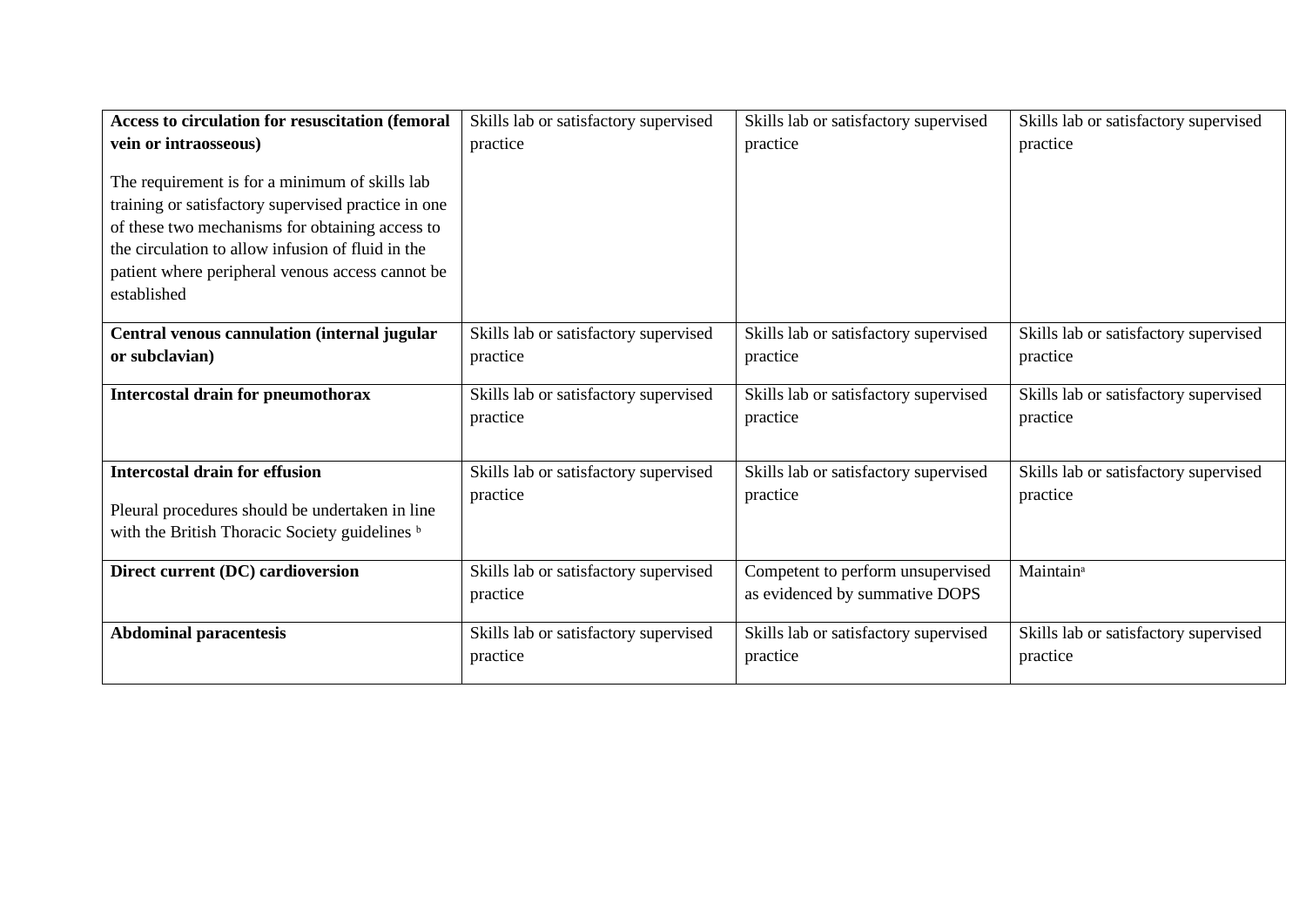| | | | |
|---|---|---|---|
| **Access to circulation for resuscitation (femoral vein or intraosseous)**<br><br>The requirement is for a minimum of skills lab training or satisfactory supervised practice in one of these two mechanisms for obtaining access to the circulation to allow infusion of fluid in the patient where peripheral venous access cannot be established | Skills lab or satisfactory supervised practice | Skills lab or satisfactory supervised practice | Skills lab or satisfactory supervised practice |
| **Central venous cannulation (internal jugular or subclavian)** | Skills lab or satisfactory supervised practice | Skills lab or satisfactory supervised practice | Skills lab or satisfactory supervised practice |
| **Intercostal drain for pneumothorax** | Skills lab or satisfactory supervised practice | Skills lab or satisfactory supervised practice | Skills lab or satisfactory supervised practice |
| **Intercostal drain for effusion**<br><br>Pleural procedures should be undertaken in line with the British Thoracic Society guidelines [b] | Skills lab or satisfactory supervised practice | Skills lab or satisfactory supervised practice | Skills lab or satisfactory supervised practice |
| **Direct current (DC) cardioversion** | Skills lab or satisfactory supervised practice | Competent to perform unsupervised as evidenced by summative DOPS | Maintain[a] |
| **Abdominal paracentesis** | Skills lab or satisfactory supervised practice | Skills lab or satisfactory supervised practice | Skills lab or satisfactory supervised practice |